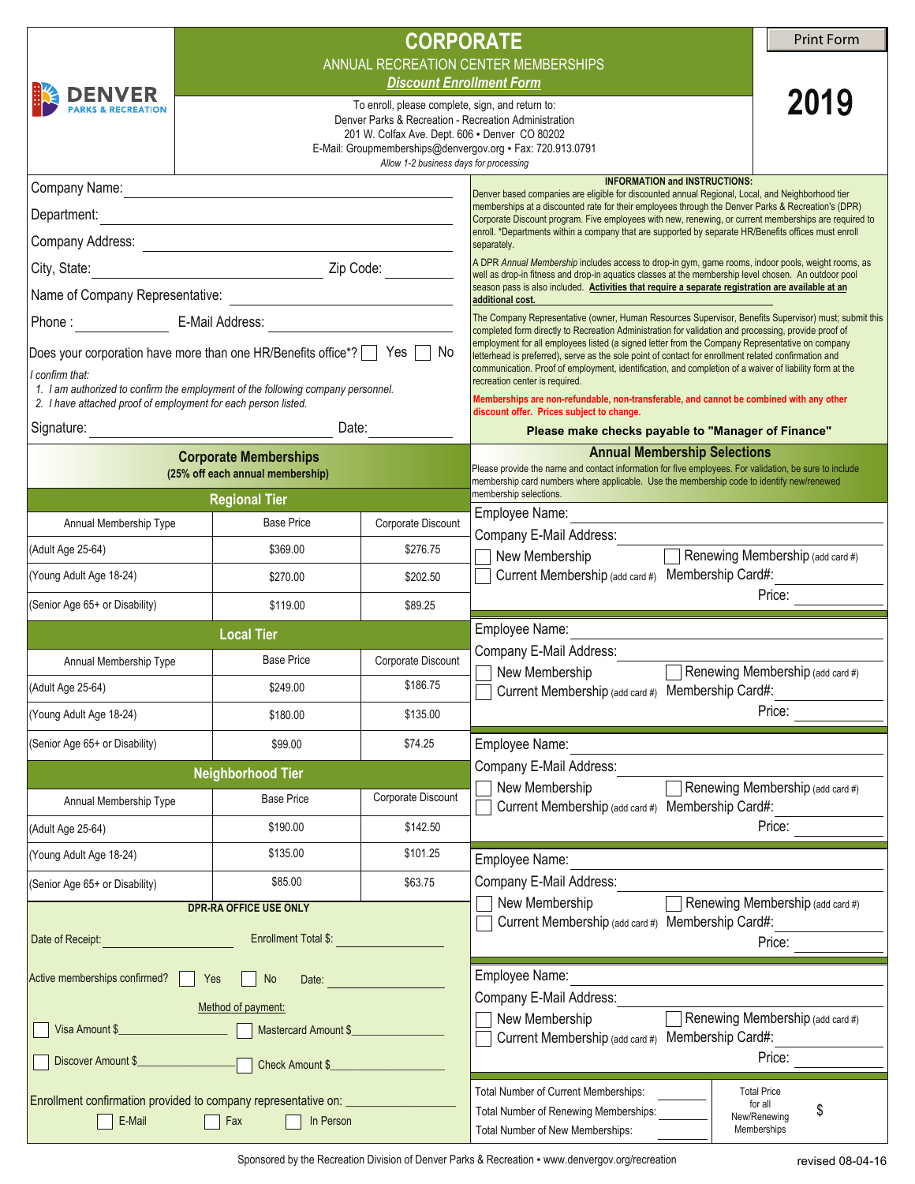DENVER PARKS & RECREATION

# CORPORATE

ANNUAL RECREATION CENTER MEMBERSHIPS

***Discount Enrollment Form***

**2019**

To enroll, please complete, sign, and return to:
Denver Parks & Recreation - Recreation Administration
201 W. Colfax Ave. Dept. 606 • Denver CO 80202
E-Mail: Groupmemberships@denvergov.org • Fax: 720.913.0791
*Allow 1-2 business days for processing*

Company Name: ______________________

Department: ______________________

Company Address: ______________________

City, State: ______________ Zip Code: ________

Name of Company Representative: ______________________

Phone : __________ E-Mail Address: ______________________

Does your corporation have more than one HR/Benefits office*? ☐ Yes ☐ No

*I confirm that:*

1. *I am authorized to confirm the employment of the following company personnel.*
2. *I have attached proof of employment for each person listed.*

Signature: ______________________ Date: __________

**INFORMATION and INSTRUCTIONS:**

Denver based companies are eligible for discounted annual Regional, Local, and Neighborhood tier memberships at a discounted rate for their employees through the Denver Parks & Recreation's (DPR) Corporate Discount program. Five employees with new, renewing, or current memberships are required to enroll. *Departments within a company that are supported by separate HR/Benefits offices must enroll separately.

A DPR *Annual Membership* includes access to drop-in gym, game rooms, indoor pools, weight rooms, as well as drop-in fitness and drop-in aquatics classes at the membership level chosen. An outdoor pool season pass is also included. **Activities that require a separate registration are available at an additional cost.**

The Company Representative (owner, Human Resources Supervisor, Benefits Supervisor) must; submit this completed form directly to Recreation Administration for validation and processing, provide proof of employment for all employees listed (a signed letter from the Company Representative on company letterhead is preferred), serve as the sole point of contact for enrollment related confirmation and communication. Proof of employment, identification, and completion of a waiver of liability form at the recreation center is required.

**Memberships are non-refundable, non-transferable, and cannot be combined with any other discount offer. Prices subject to change.**

**Please make checks payable to "Manager of Finance"**

## Corporate Memberships

**(25% off each annual membership)**

| Annual Membership Type | Base Price | Corporate Discount |
|---|---|---|
| **Regional Tier** | | |
| (Adult Age 25-64) | $369.00 | $276.75 |
| (Young Adult Age 18-24) | $270.00 | $202.50 |
| (Senior Age 65+ or Disability) | $119.00 | $89.25 |
| **Local Tier** | | |
| (Adult Age 25-64) | $249.00 | $186.75 |
| (Young Adult Age 18-24) | $180.00 | $135.00 |
| (Senior Age 65+ or Disability) | $99.00 | $74.25 |
| **Neighborhood Tier** | | |
| (Adult Age 25-64) | $190.00 | $142.50 |
| (Young Adult Age 18-24) | $135.00 | $101.25 |
| (Senior Age 65+ or Disability) | $85.00 | $63.75 |

**DPR-RA OFFICE USE ONLY**

Date of Receipt: ______________ Enrollment Total $: ______________

Active memberships confirmed? ☐ Yes ☐ No Date: ______________

Method of payment:

☐ Visa Amount $______________ ☐ Mastercard Amount $______________

☐ Discover Amount $______________ ☐ Check Amount $______________

Enrollment confirmation provided to company representative on: ______________

☐ E-Mail ☐ Fax ☐ In Person

## Annual Membership Selections

Please provide the name and contact information for five employees. For validation, be sure to include membership card numbers where applicable. Use the membership code to identify new/renewed membership selections.

Employee Name: ______________________
Company E-Mail Address: ______________________
☐ New Membership ☐ Renewing Membership (add card #)
☐ Current Membership (add card #) Membership Card#: ______________
Price: __________

Employee Name: ______________________
Company E-Mail Address: ______________________
☐ New Membership ☐ Renewing Membership (add card #)
☐ Current Membership (add card #) Membership Card#: ______________
Price: __________

Employee Name: ______________________
Company E-Mail Address: ______________________
☐ New Membership ☐ Renewing Membership (add card #)
☐ Current Membership (add card #) Membership Card#: ______________
Price: __________

Employee Name: ______________________
Company E-Mail Address: ______________________
☐ New Membership ☐ Renewing Membership (add card #)
☐ Current Membership (add card #) Membership Card#: ______________
Price: __________

Employee Name: ______________________
Company E-Mail Address: ______________________
☐ New Membership ☐ Renewing Membership (add card #)
☐ Current Membership (add card #) Membership Card#: ______________
Price: __________

Total Number of Current Memberships: ________
Total Number of Renewing Memberships: ________
Total Number of New Memberships: ________

Total Price for all New/Renewing Memberships: $

Sponsored by the Recreation Division of Denver Parks & Recreation • www.denvergov.org/recreation

revised 08-04-16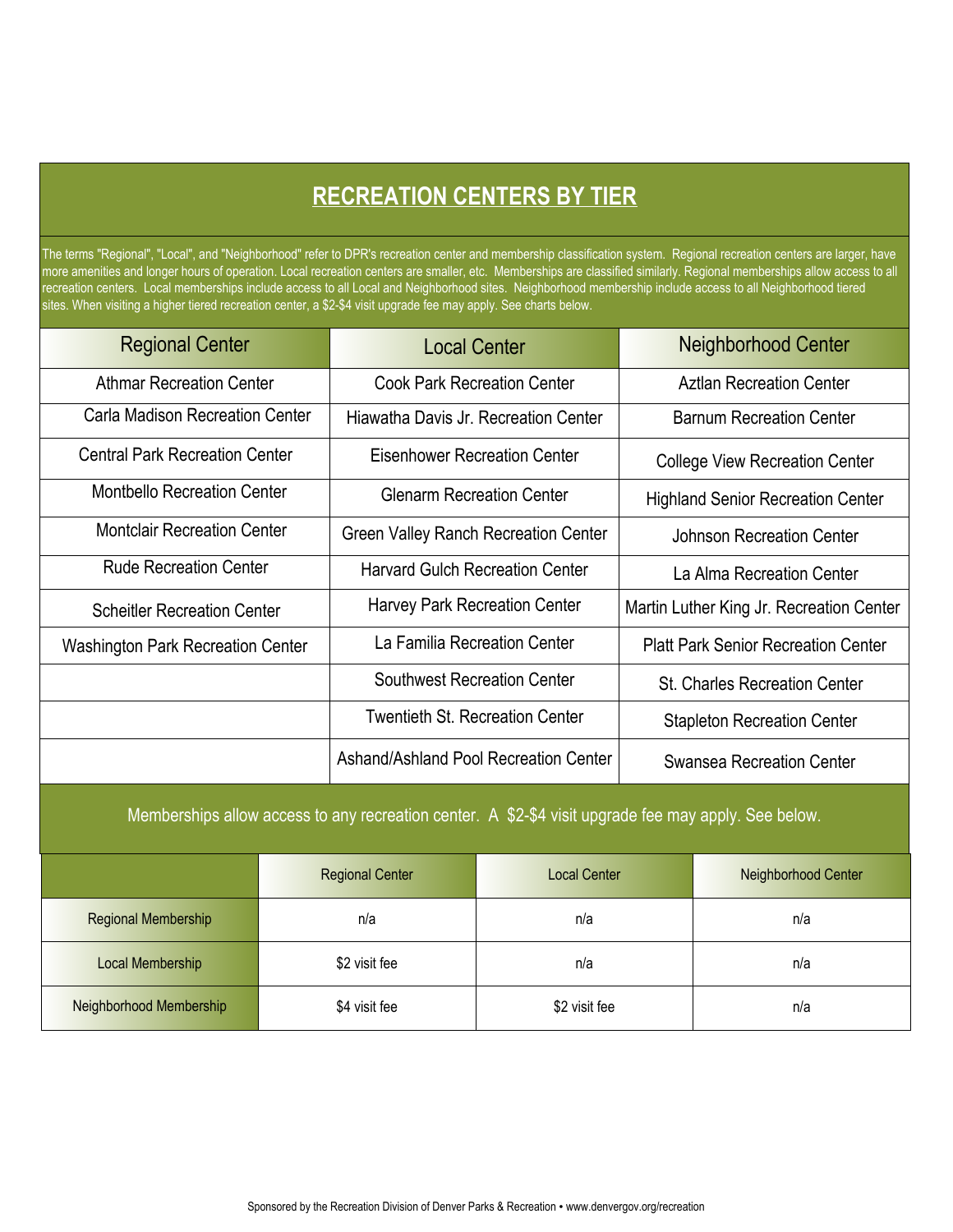# RECREATION CENTERS BY TIER

The terms "Regional", "Local", and "Neighborhood" refer to DPR's recreation center and membership classification system. Regional recreation centers are larger, have more amenities and longer hours of operation. Local recreation centers are smaller, etc. Memberships are classified similarly. Regional memberships allow access to all recreation centers. Local memberships include access to all Local and Neighborhood sites. Neighborhood membership include access to all Neighborhood tiered sites. When visiting a higher tiered recreation center, a $2-$4 visit upgrade fee may apply. See charts below.

| Regional Center | Local Center | Neighborhood Center |
|---|---|---|
| Athmar Recreation Center | Cook Park Recreation Center | Aztlan Recreation Center |
| Carla Madison Recreation Center | Hiawatha Davis Jr. Recreation Center | Barnum Recreation Center |
| Central Park Recreation Center | Eisenhower Recreation Center | College View Recreation Center |
| Montbello Recreation Center | Glenarm Recreation Center | Highland Senior Recreation Center |
| Montclair Recreation Center | Green Valley Ranch Recreation Center | Johnson Recreation Center |
| Rude Recreation Center | Harvard Gulch Recreation Center | La Alma Recreation Center |
| Scheitler Recreation Center | Harvey Park Recreation Center | Martin Luther King Jr. Recreation Center |
| Washington Park Recreation Center | La Familia Recreation Center | Platt Park Senior Recreation Center |
| | Southwest Recreation Center | St. Charles Recreation Center |
| | Twentieth St. Recreation Center | Stapleton Recreation Center |
| | Ashand/Ashland Pool Recreation Center | Swansea Recreation Center |

Memberships allow access to any recreation center. A $2-$4 visit upgrade fee may apply. See below.

| | Regional Center | Local Center | Neighborhood Center |
|---|---|---|---|
| Regional Membership | n/a | n/a | n/a |
| Local Membership | $2 visit fee | n/a | n/a |
| Neighborhood Membership | $4 visit fee | $2 visit fee | n/a |

Sponsored by the Recreation Division of Denver Parks & Recreation • www.denvergov.org/recreation